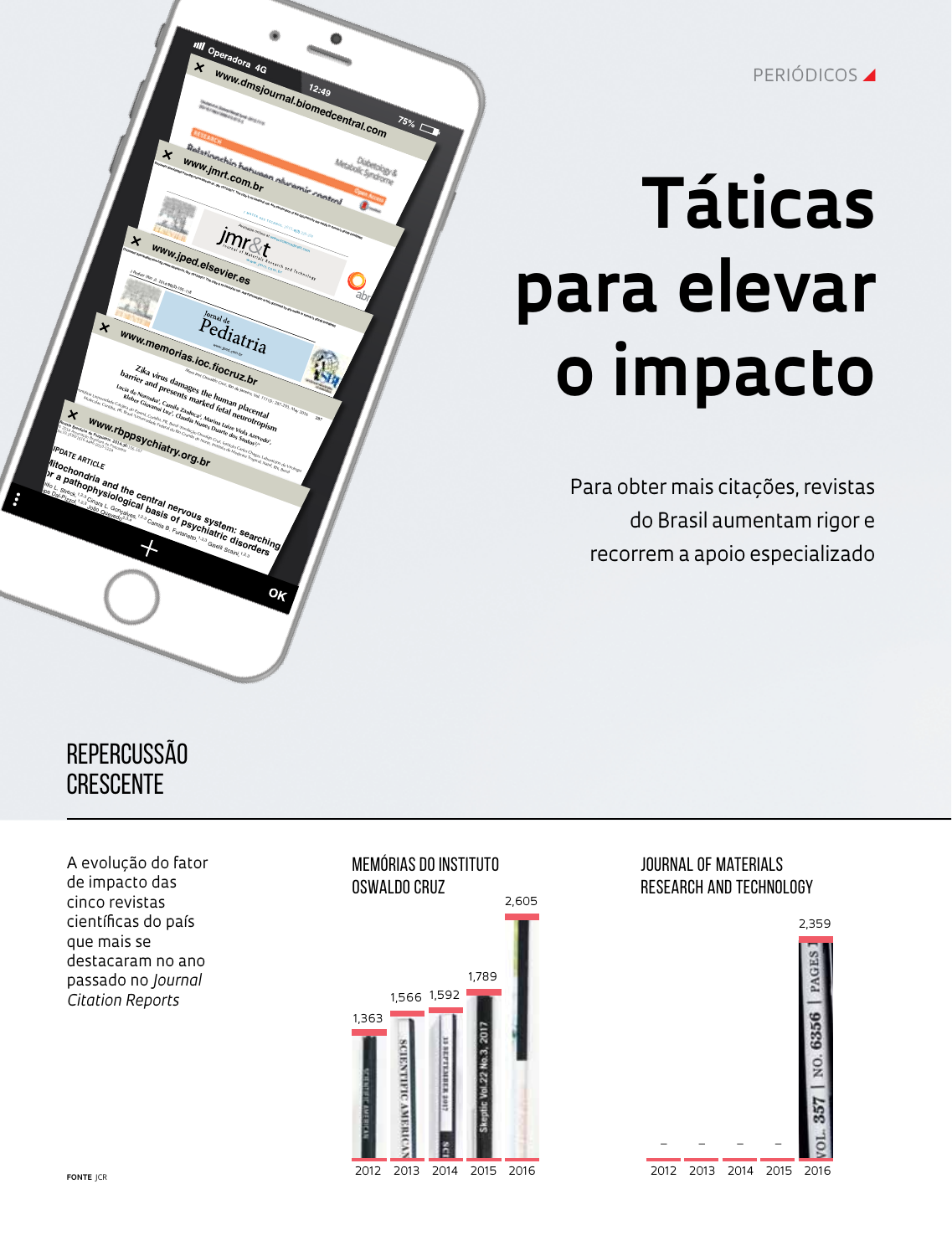PERIÓDICOS

# Táticas para elevar o impacto

Para obter mais citações, revistas do Brasil aumentam rigor e recorrem a apoio especializado

## REPERCUSSÃO CRESCENTE

A evolução do fator de impacto das cinco revistas científicas do país que mais se destacaram no ano passado no *Journal Citation Reports*

**MEMÓRIAS DO INSTITUTO OSWALDO CRUZ**

| 2012 | 2013 | 2014 | 2015 | 2016 |
|---|---|---|---|---|
| 1,363 | 1,566 | 1,592 | 1,789 | 2,605 |

**JOURNAL OF MATERIALS RESEARCH AND TECHNOLOGY**

| 2012 | 2013 | 2014 | 2015 | 2016 |
|---|---|---|---|---|
| – | – | – | – | 2,359 |

**FONTE** JCR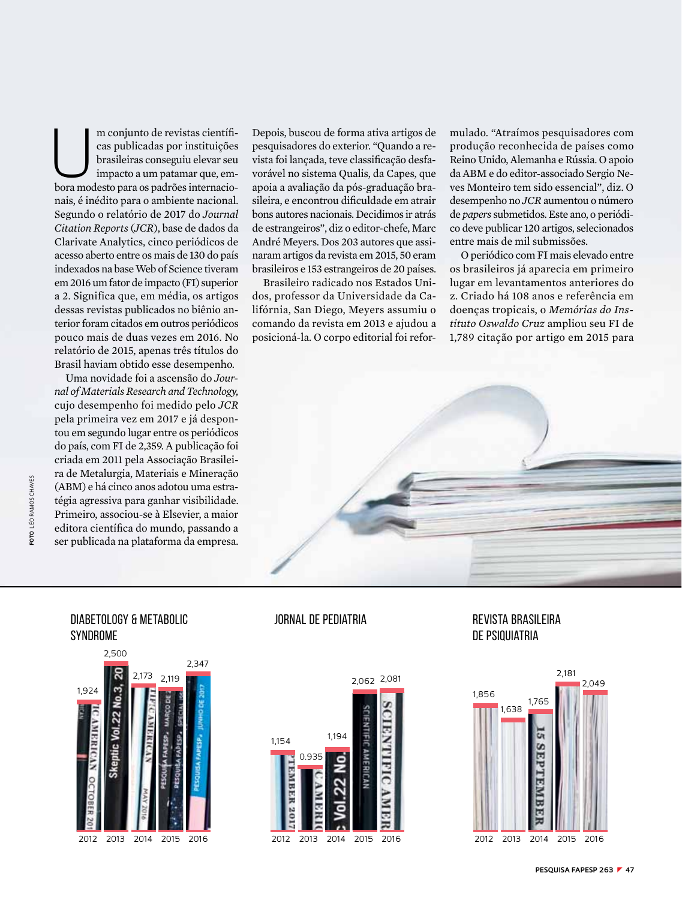Um conjunto de revistas científicas publicadas por instituições brasileiras conseguiu elevar seu impacto a um patamar que, embora modesto para os padrões internacionais, é inédito para o ambiente nacional. Segundo o relatório de 2017 do *Journal Citation Reports* (*JCR*), base de dados da Clarivate Analytics, cinco periódicos de acesso aberto entre os mais de 130 do país indexados na base Web of Science tiveram em 2016 um fator de impacto (FI) superior a 2. Significa que, em média, os artigos dessas revistas publicados no biênio anterior foram citados em outros periódicos pouco mais de duas vezes em 2016. No relatório de 2015, apenas três títulos do Brasil haviam obtido esse desempenho.

Uma novidade foi a ascensão do *Journal of Materials Research and Technology*, cujo desempenho foi medido pelo *JCR* pela primeira vez em 2017 e já despontou em segundo lugar entre os periódicos do país, com FI de 2,359. A publicação foi criada em 2011 pela Associação Brasileira de Metalurgia, Materiais e Mineração (ABM) e há cinco anos adotou uma estratégia agressiva para ganhar visibilidade. Primeiro, associou-se à Elsevier, a maior editora científica do mundo, passando a ser publicada na plataforma da empresa. Depois, buscou de forma ativa artigos de pesquisadores do exterior. "Quando a revista foi lançada, teve classificação desfavorável no sistema Qualis, da Capes, que apoia a avaliação da pós-graduação brasileira, e encontrou dificuldade em atrair bons autores nacionais. Decidimos ir atrás de estrangeiros", diz o editor-chefe, Marc André Meyers. Dos 203 autores que assinaram artigos da revista em 2015, 50 eram brasileiros e 153 estrangeiros de 20 países.

Brasileiro radicado nos Estados Unidos, professor da Universidade da Califórnia, San Diego, Meyers assumiu o comando da revista em 2013 e ajudou a posicioná-la. O corpo editorial foi reformulado. "Atraímos pesquisadores com produção reconhecida de países como Reino Unido, Alemanha e Rússia. O apoio da ABM e do editor-associado Sergio Neves Monteiro tem sido essencial", diz. O desempenho no *JCR* aumentou o número de *papers* submetidos. Este ano, o periódico deve publicar 120 artigos, selecionados entre mais de mil submissões.

O periódico com FI mais elevado entre os brasileiros já aparecia em primeiro lugar em levantamentos anteriores do z. Criado há 108 anos e referência em doenças tropicais, o *Memórias do Instituto Oswaldo Cruz* ampliou seu FI de 1,789 citação por artigo em 2015 para

FOTO LÉO RAMOS CHAVES

**DIABETOLOGY & METABOLIC SYNDROME**

| 2012 | 2013 | 2014 | 2015 | 2016 |
|---|---|---|---|---|
| 1,924 | 2,500 | 2,173 | 2,119 | 2,347 |

**JORNAL DE PEDIATRIA**

| 2012 | 2013 | 2014 | 2015 | 2016 |
|---|---|---|---|---|
| 1,154 | 0.935 | 1,194 | 2,062 | 2,081 |

**REVISTA BRASILEIRA DE PSIQUIATRIA**

| 2012 | 2013 | 2014 | 2015 | 2016 |
|---|---|---|---|---|
| 1,856 | 1,638 | 1,765 | 2,181 | 2,049 |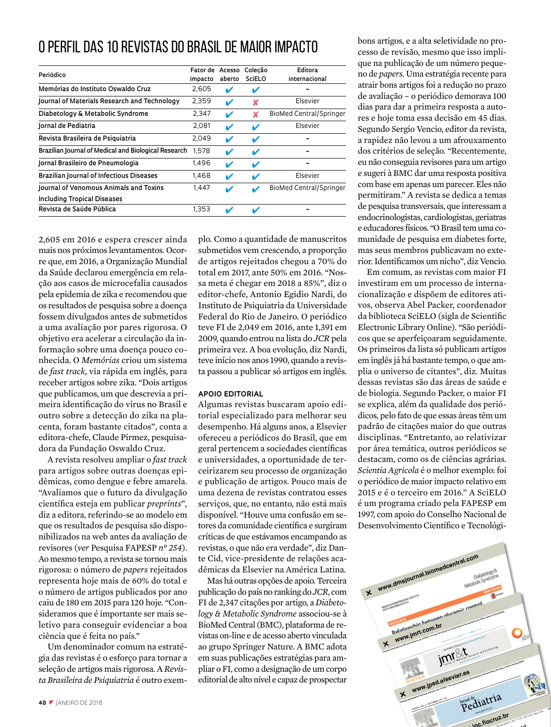# O PERFIL DAS 10 REVISTAS DO BRASIL DE MAIOR IMPACTO

| Periódico | Fator de impacto | Acesso aberto | Coleção SciELO | Editora internacional |
|---|---|---|---|---|
| Memórias do Instituto Oswaldo Cruz | 2,605 | ✔ | ✔ | – |
| Journal of Materials Research and Technology | 2,359 | ✔ | ✘ | Elsevier |
| Diabetology & Metabolic Syndrome | 2,347 | ✔ | ✘ | BioMed Central/Springer |
| Jornal de Pediatria | 2,081 | ✔ | ✔ | Elsevier |
| Revista Brasileira de Psiquiatria | 2,049 | ✔ | ✔ | – |
| Brazilian Journal of Medical and Biological Research | 1,578 | ✔ | ✔ | – |
| Jornal Brasileiro de Pneumologia | 1,496 | ✔ | ✔ | – |
| Brazilian Journal of Infectious Diseases | 1,468 | ✔ | ✔ | Elsevier |
| Journal of Venomous Animals and Toxins Including Tropical Diseases | 1,447 | ✔ | ✔ | BioMed Central/Springer |
| Revista de Saúde Pública | 1,353 | ✔ | ✔ | – |

2,605 em 2016 e espera crescer ainda mais nos próximos levantamentos. Ocorre que, em 2016, a Organização Mundial da Saúde declarou emergência em relação aos casos de microcefalia causados pela epidemia de zika e recomendou que os resultados de pesquisa sobre a doença fossem divulgados antes de submetidos a uma avaliação por pares rigorosa. O objetivo era acelerar a circulação da informação sobre uma doença pouco conhecida. O *Memórias* criou um sistema de *fast track*, via rápida em inglês, para receber artigos sobre zika. "Dois artigos que publicamos, um que descrevia a primeira identificação do vírus no Brasil e outro sobre a detecção do zika na placenta, foram bastante citados", conta a editora-chefe, Claude Pirmez, pesquisadora da Fundação Oswaldo Cruz.

A revista resolveu ampliar o *fast track* para artigos sobre outras doenças epidêmicas, como dengue e febre amarela. "Avaliamos que o futuro da divulgação científica esteja em publicar *preprints*", diz a editora, referindo-se ao modelo em que os resultados de pesquisa são disponibilizados na web antes da avaliação de revisores (*ver* Pesquisa FAPESP *nº 254*). Ao mesmo tempo, a revista se tornou mais rigorosa: o número de *papers* rejeitados representa hoje mais de 60% do total e o número de artigos publicados por ano caiu de 180 em 2015 para 120 hoje. "Consideramos que é importante ser mais seletivo para conseguir evidenciar a boa ciência que é feita no país."

Um denominador comum na estratégia das revistas é o esforço para tornar a seleção de artigos mais rigorosa. A *Revista Brasileira de Psiquiatria* é outro exemplo. Como a quantidade de manuscritos submetidos vem crescendo, a proporção de artigos rejeitados chegou a 70% do total em 2017, ante 50% em 2016. "Nossa meta é chegar em 2018 a 85%", diz o editor-chefe, Antonio Egidio Nardi, do Instituto de Psiquiatria da Universidade Federal do Rio de Janeiro. O periódico teve FI de 2,049 em 2016, ante 1,391 em 2009, quando entrou na lista do *JCR* pela primeira vez. A boa evolução, diz Nardi, teve início nos anos 1990, quando a revista passou a publicar só artigos em inglês.

## APOIO EDITORIAL

Algumas revistas buscaram apoio editorial especializado para melhorar seu desempenho. Há alguns anos, a Elsevier ofereceu a periódicos do Brasil, que em geral pertencem a sociedades científicas e universidades, a oportunidade de terceirizarem seu processo de organização e publicação de artigos. Pouco mais de uma dezena de revistas contratou esses serviços, que, no entanto, não está mais disponível. "Houve uma confusão em setores da comunidade científica e surgiram críticas de que estávamos encampando as revistas, o que não era verdade", diz Dante Cid, vice-presidente de relações acadêmicas da Elsevier na América Latina.

Mas há outras opções de apoio. Terceira publicação do país no ranking do *JCR*, com FI de 2,347 citações por artigo, a *Diabetology & Metabolic Syndrome* associou-se à BioMed Central (BMC), plataforma de revistas on-line e de acesso aberto vinculada ao grupo Springer Nature. A BMC adota em suas publicações estratégias para ampliar o FI, como a designação de um corpo editorial de alto nível e capaz de prospectar bons artigos, e a alta seletividade no processo de revisão, mesmo que isso implique na publicação de um número pequeno de *papers*. Uma estratégia recente para atrair bons artigos foi a redução no prazo de avaliação – o periódico demorava 100 dias para dar a primeira resposta a autores e hoje toma essa decisão em 45 dias. Segundo Sergio Vencio, editor da revista, a rapidez não levou a um afrouxamento dos critérios de seleção. "Recentemente, eu não conseguia revisores para um artigo e sugeri à BMC dar uma resposta positiva com base em apenas um parecer. Eles não permitiram." A revista se dedica a temas de pesquisa transversais, que interessam a endocrinologistas, cardiologistas, geriatras e educadores físicos. "O Brasil tem uma comunidade de pesquisa em diabetes forte, mas seus membros publicavam no exterior. Identificamos um nicho", diz Vencio.

Em comum, as revistas com maior FI investiram em um processo de internacionalização e dispõem de editores ativos, observa Abel Packer, coordenador da biblioteca SciELO (sigla de Scientific Electronic Library Online). "São periódicos que se aperfeiçoaram seguidamente. Os primeiros da lista só publicam artigos em inglês já há bastante tempo, o que amplia o universo de citantes", diz. Muitas dessas revistas são das áreas de saúde e de biologia. Segundo Packer, o maior FI se explica, além da qualidade dos periódicos, pelo fato de que essas áreas têm um padrão de citações maior do que outras disciplinas. "Entretanto, ao relativizar por área temática, outros periódicos se destacam, como os de ciências agrárias. *Scientia Agricola* é o melhor exemplo: foi o periódico de maior impacto relativo em 2015 e é o terceiro em 2016." A SciELO é um programa criado pela FAPESP em 1997, com apoio do Conselho Nacional de Desenvolvimento Científico e Tecnológi-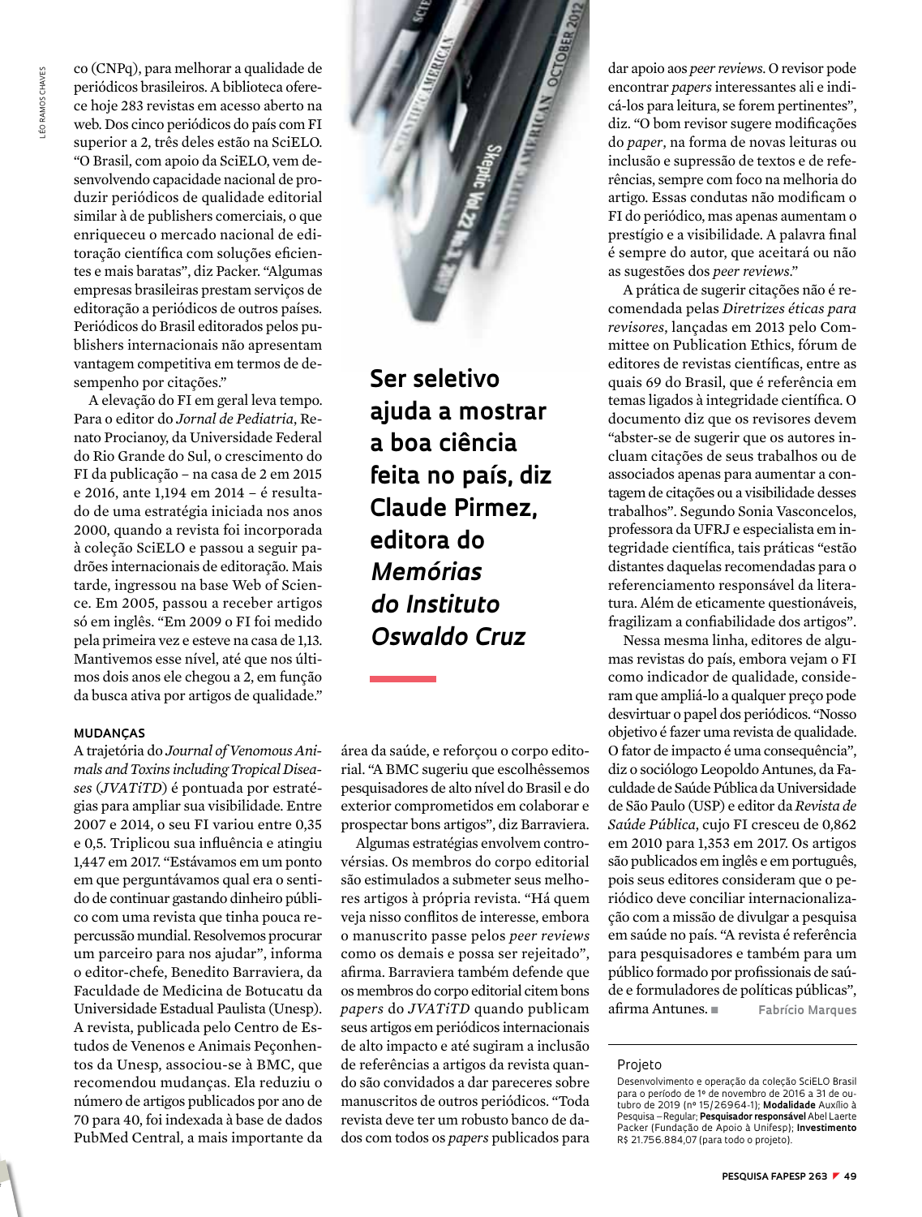co (CNPq), para melhorar a qualidade de periódicos brasileiros. A biblioteca oferece hoje 283 revistas em acesso aberto na web. Dos cinco periódicos do país com FI superior a 2, três deles estão na SciELO. "O Brasil, com apoio da SciELO, vem desenvolvendo capacidade nacional de produzir periódicos de qualidade editorial similar à de publishers comerciais, o que enriqueceu o mercado nacional de editoração científica com soluções eficientes e mais baratas", diz Packer. "Algumas empresas brasileiras prestam serviços de editoração a periódicos de outros países. Periódicos do Brasil editorados pelos publishers internacionais não apresentam vantagem competitiva em termos de desempenho por citações."

A elevação do FI em geral leva tempo. Para o editor do *Jornal de Pediatria*, Renato Procianoy, da Universidade Federal do Rio Grande do Sul, o crescimento do FI da publicação – na casa de 2 em 2015 e 2016, ante 1,194 em 2014 – é resultado de uma estratégia iniciada nos anos 2000, quando a revista foi incorporada à coleção SciELO e passou a seguir padrões internacionais de editoração. Mais tarde, ingressou na base Web of Science. Em 2005, passou a receber artigos só em inglês. "Em 2009 o FI foi medido pela primeira vez e esteve na casa de 1,13. Mantivemos esse nível, até que nos últimos dois anos ele chegou a 2, em função da busca ativa por artigos de qualidade."

## MUDANÇAS

A trajetória do *Journal of Venomous Animals and Toxins including Tropical Diseases* (*JVATiTD*) é pontuada por estratégias para ampliar sua visibilidade. Entre 2007 e 2014, o seu FI variou entre 0,35 e 0,5. Triplicou sua influência e atingiu 1,447 em 2017. "Estávamos em um ponto em que perguntávamos qual era o sentido de continuar gastando dinheiro público com uma revista que tinha pouca repercussão mundial. Resolvemos procurar um parceiro para nos ajudar", informa o editor-chefe, Benedito Barraviera, da Faculdade de Medicina de Botucatu da Universidade Estadual Paulista (Unesp). A revista, publicada pelo Centro de Estudos de Venenos e Animais Peçonhentos da Unesp, associou-se à BMC, que recomendou mudanças. Ela reduziu o número de artigos publicados por ano de 70 para 40, foi indexada à base de dados PubMed Central, a mais importante da área da saúde, e reforçou o corpo editorial. "A BMC sugeriu que escolhêssemos pesquisadores de alto nível do Brasil e do exterior comprometidos em colaborar e prospectar bons artigos", diz Barraviera.

**Ser seletivo ajuda a mostrar a boa ciência feita no país, diz Claude Pirmez, editora do *Memórias do Instituto Oswaldo Cruz***

Algumas estratégias envolvem controvérsias. Os membros do corpo editorial são estimulados a submeter seus melhores artigos à própria revista. "Há quem veja nisso conflitos de interesse, embora o manuscrito passe pelos *peer reviews* como os demais e possa ser rejeitado", afirma. Barraviera também defende que os membros do corpo editorial citem bons *papers* do *JVATiTD* quando publicam seus artigos em periódicos internacionais de alto impacto e até sugiram a inclusão de referências a artigos da revista quando são convidados a dar pareceres sobre manuscritos de outros periódicos. "Toda revista deve ter um robusto banco de dados com todos os *papers* publicados para dar apoio aos *peer reviews*. O revisor pode encontrar *papers* interessantes ali e indicá-los para leitura, se forem pertinentes", diz. "O bom revisor sugere modificações do *paper*, na forma de novas leituras ou inclusão e supressão de textos e de referências, sempre com foco na melhoria do artigo. Essas condutas não modificam o FI do periódico, mas apenas aumentam o prestígio e a visibilidade. A palavra final é sempre do autor, que aceitará ou não as sugestões dos *peer reviews*."

A prática de sugerir citações não é recomendada pelas *Diretrizes éticas para revisores*, lançadas em 2013 pelo Committee on Publication Ethics, fórum de editores de revistas científicas, entre as quais 69 do Brasil, que é referência em temas ligados à integridade científica. O documento diz que os revisores devem "abster-se de sugerir que os autores incluam citações de seus trabalhos ou de associados apenas para aumentar a contagem de citações ou a visibilidade desses trabalhos". Segundo Sonia Vasconcelos, professora da UFRJ e especialista em integridade científica, tais práticas "estão distantes daquelas recomendadas para o referenciamento responsável da literatura. Além de eticamente questionáveis, fragilizam a confiabilidade dos artigos".

Nessa mesma linha, editores de algumas revistas do país, embora vejam o FI como indicador de qualidade, consideram que ampliá-lo a qualquer preço pode desvirtuar o papel dos periódicos. "Nosso objetivo é fazer uma revista de qualidade. O fator de impacto é uma consequência", diz o sociólogo Leopoldo Antunes, da Faculdade de Saúde Pública da Universidade de São Paulo (USP) e editor da *Revista de Saúde Pública*, cujo FI cresceu de 0,862 em 2010 para 1,353 em 2017. Os artigos são publicados em inglês e em português, pois seus editores consideram que o periódico deve conciliar internacionalização com a missão de divulgar a pesquisa em saúde no país. "A revista é referência para pesquisadores e também para um público formado por profissionais de saúde e formuladores de políticas públicas", afirma Antunes. ■ **Fabrício Marques**

**Projeto**

Desenvolvimento e operação da coleção SciELO Brasil para o período de 1º de novembro de 2016 a 31 de outubro de 2019 (nº 15/26964-1); **Modalidade** Auxílio à Pesquisa – Regular; **Pesquisador responsável** Abel Laerte Packer (Fundação de Apoio à Unifesp); **Investimento** R$ 21.756.884,07 (para todo o projeto).